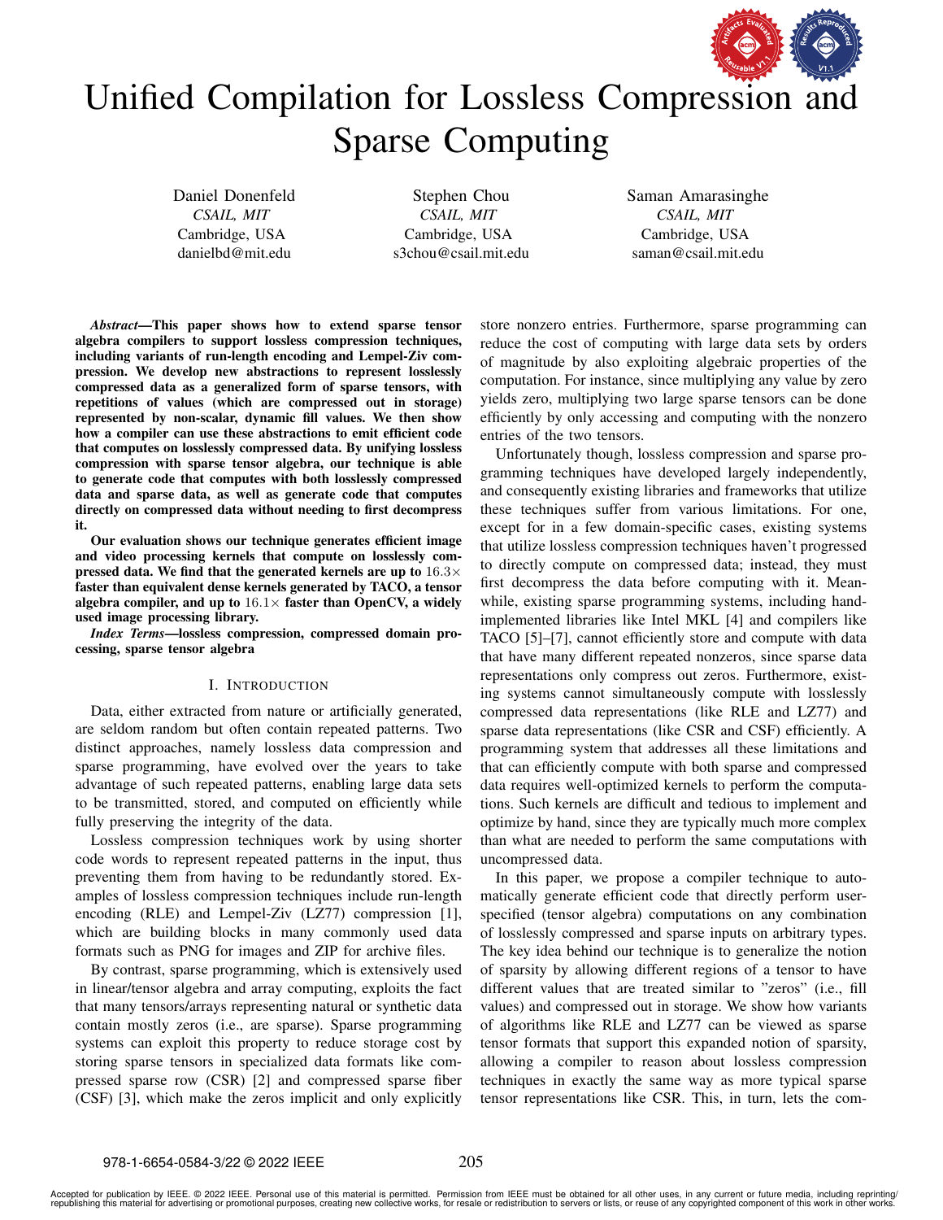# Unified Compilation for Lossless Compression and Sparse Computing

Daniel Donenfeld
*CSAIL, MIT*
Cambridge, USA
danielbd@mit.edu

Stephen Chou
*CSAIL, MIT*
Cambridge, USA
s3chou@csail.mit.edu

Saman Amarasinghe
*CSAIL, MIT*
Cambridge, USA
saman@csail.mit.edu

***Abstract*—This paper shows how to extend sparse tensor algebra compilers to support lossless compression techniques, including variants of run-length encoding and Lempel-Ziv compression. We develop new abstractions to represent losslessly compressed data as a generalized form of sparse tensors, with repetitions of values (which are compressed out in storage) represented by non-scalar, dynamic fill values. We then show how a compiler can use these abstractions to emit efficient code that computes on losslessly compressed data. By unifying lossless compression with sparse tensor algebra, our technique is able to generate code that computes with both losslessly compressed data and sparse data, as well as generate code that computes directly on compressed data without needing to first decompress it.**

**Our evaluation shows our technique generates efficient image and video processing kernels that compute on losslessly compressed data. We find that the generated kernels are up to $16.3\times$ faster than equivalent dense kernels generated by TACO, a tensor algebra compiler, and up to $16.1\times$ faster than OpenCV, a widely used image processing library.**

***Index Terms*—lossless compression, compressed domain processing, sparse tensor algebra**

## I. Introduction

Data, either extracted from nature or artificially generated, are seldom random but often contain repeated patterns. Two distinct approaches, namely lossless data compression and sparse programming, have evolved over the years to take advantage of such repeated patterns, enabling large data sets to be transmitted, stored, and computed on efficiently while fully preserving the integrity of the data.

Lossless compression techniques work by using shorter code words to represent repeated patterns in the input, thus preventing them from having to be redundantly stored. Examples of lossless compression techniques include run-length encoding (RLE) and Lempel-Ziv (LZ77) [1], which are building blocks in many commonly used data formats such as PNG for images and ZIP for archive files.

By contrast, sparse programming, which is extensively used in linear/tensor algebra and array computing, exploits the fact that many tensors/arrays representing natural or synthetic data contain mostly zeros (i.e., are sparse). Sparse programming systems can exploit this property to reduce storage cost by storing sparse tensors in specialized data formats like compressed sparse row (CSR) [2] and compressed sparse fiber (CSF) [3], which make the zeros implicit and only explicitly store nonzero entries. Furthermore, sparse programming can reduce the cost of computing with large data sets by orders of magnitude by also exploiting algebraic properties of the computation. For instance, since multiplying any value by zero yields zero, multiplying two large sparse tensors can be done efficiently by only accessing and computing with the nonzero entries of the two tensors.

Unfortunately though, lossless compression and sparse programming techniques have developed largely independently, and consequently existing libraries and frameworks that utilize these techniques suffer from various limitations. For one, except for in a few domain-specific cases, existing systems that utilize lossless compression techniques haven't progressed to directly compute on compressed data; instead, they must first decompress the data before computing with it. Meanwhile, existing sparse programming systems, including hand-implemented libraries like Intel MKL [4] and compilers like TACO [5]–[7], cannot efficiently store and compute with data that have many different repeated nonzeros, since sparse data representations only compress out zeros. Furthermore, existing systems cannot simultaneously compute with losslessly compressed data representations (like RLE and LZ77) and sparse data representations (like CSR and CSF) efficiently. A programming system that addresses all these limitations and that can efficiently compute with both sparse and compressed data requires well-optimized kernels to perform the computations. Such kernels are difficult and tedious to implement and optimize by hand, since they are typically much more complex than what are needed to perform the same computations with uncompressed data.

In this paper, we propose a compiler technique to automatically generate efficient code that directly perform user-specified (tensor algebra) computations on any combination of losslessly compressed and sparse inputs on arbitrary types. The key idea behind our technique is to generalize the notion of sparsity by allowing different regions of a tensor to have different values that are treated similar to "zeros" (i.e., fill values) and compressed out in storage. We show how variants of algorithms like RLE and LZ77 can be viewed as sparse tensor formats that support this expanded notion of sparsity, allowing a compiler to reason about lossless compression techniques in exactly the same way as more typical sparse tensor representations like CSR. This, in turn, lets the com-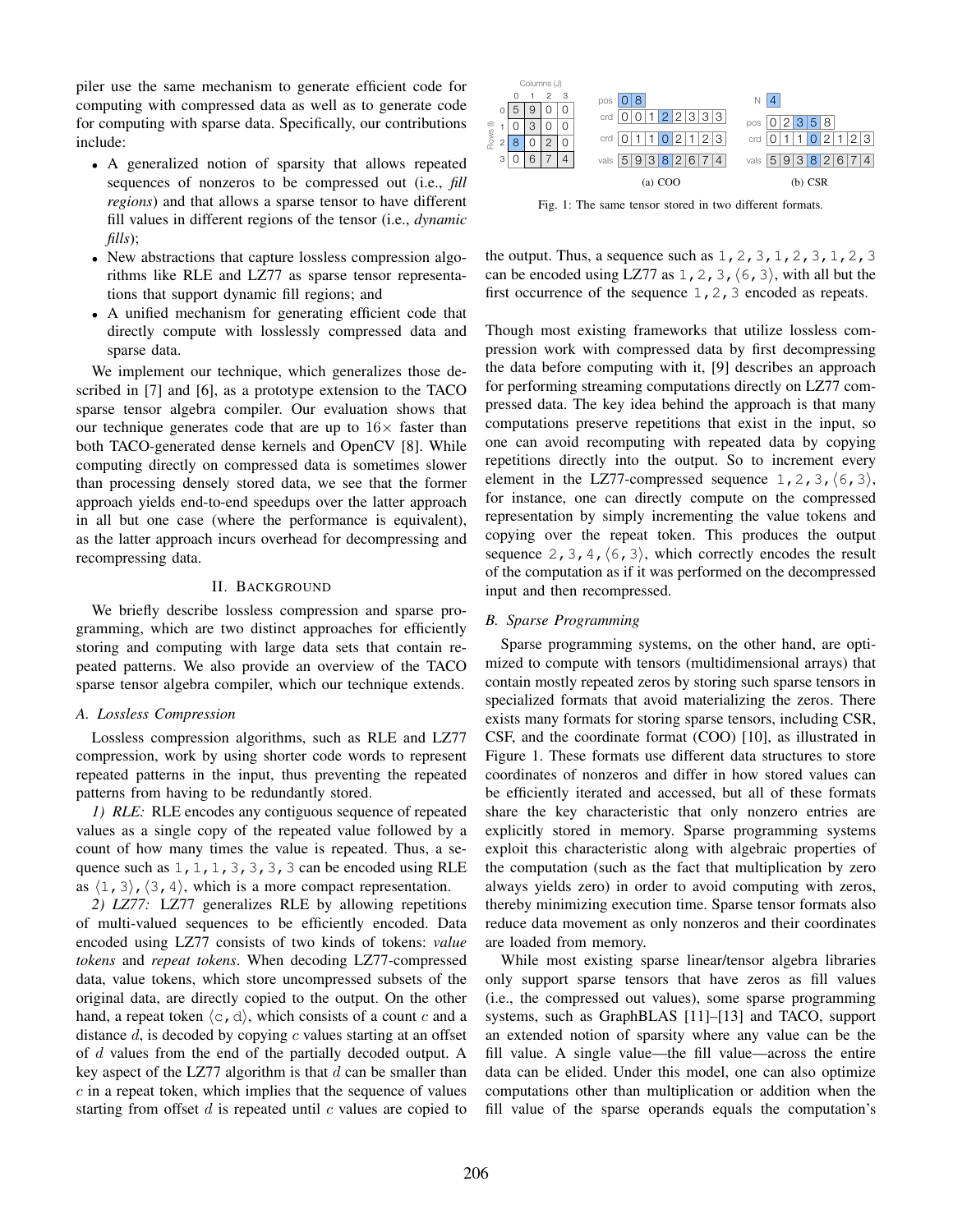piler use the same mechanism to generate efficient code for computing with compressed data as well as to generate code for computing with sparse data. Specifically, our contributions include:

- A generalized notion of sparsity that allows repeated sequences of nonzeros to be compressed out (i.e., *fill regions*) and that allows a sparse tensor to have different fill values in different regions of the tensor (i.e., *dynamic fills*);
- New abstractions that capture lossless compression algorithms like RLE and LZ77 as sparse tensor representations that support dynamic fill regions; and
- A unified mechanism for generating efficient code that directly compute with losslessly compressed data and sparse data.

We implement our technique, which generalizes those described in [7] and [6], as a prototype extension to the TACO sparse tensor algebra compiler. Our evaluation shows that our technique generates code that are up to 16× faster than both TACO-generated dense kernels and OpenCV [8]. While computing directly on compressed data is sometimes slower than processing densely stored data, we see that the former approach yields end-to-end speedups over the latter approach in all but one case (where the performance is equivalent), as the latter approach incurs overhead for decompressing and recompressing data.

## II. Background

We briefly describe lossless compression and sparse programming, which are two distinct approaches for efficiently storing and computing with large data sets that contain repeated patterns. We also provide an overview of the TACO sparse tensor algebra compiler, which our technique extends.

### A. Lossless Compression

Lossless compression algorithms, such as RLE and LZ77 compression, work by using shorter code words to represent repeated patterns in the input, thus preventing the repeated patterns from having to be redundantly stored.

*1) RLE:* RLE encodes any contiguous sequence of repeated values as a single copy of the repeated value followed by a count of how many times the value is repeated. Thus, a sequence such as `1,1,1,3,3,3,3` can be encoded using RLE as $\langle 1,3\rangle, \langle 3,4\rangle$, which is a more compact representation.

*2) LZ77:* LZ77 generalizes RLE by allowing repetitions of multi-valued sequences to be efficiently encoded. Data encoded using LZ77 consists of two kinds of tokens: *value tokens* and *repeat tokens*. When decoding LZ77-compressed data, value tokens, which store uncompressed subsets of the original data, are directly copied to the output. On the other hand, a repeat token $\langle c, d\rangle$, which consists of a count $c$ and a distance $d$, is decoded by copying $c$ values starting at an offset of $d$ values from the end of the partially decoded output. A key aspect of the LZ77 algorithm is that $d$ can be smaller than $c$ in a repeat token, which implies that the sequence of values starting from offset $d$ is repeated until $c$ values are copied to the output. Thus, a sequence such as `1,2,3,1,2,3,1,2,3` can be encoded using LZ77 as $1,2,3,\langle 6,3\rangle$, with all but the first occurrence of the sequence `1,2,3` encoded as repeats.

Though most existing frameworks that utilize lossless compression work with compressed data by first decompressing the data before computing with it, [9] describes an approach for performing streaming computations directly on LZ77 compressed data. The key idea behind the approach is that many computations preserve repetitions that exist in the input, so one can avoid recomputing with repeated data by copying repetitions directly into the output. So to increment every element in the LZ77-compressed sequence $1,2,3,\langle 6,3\rangle$, for instance, one can directly compute on the compressed representation by simply incrementing the value tokens and copying over the repeat token. This produces the output sequence $2,3,4,\langle 6,3\rangle$, which correctly encodes the result of the computation as if it was performed on the decompressed input and then recompressed.

### B. Sparse Programming

Sparse programming systems, on the other hand, are optimized to compute with tensors (multidimensional arrays) that contain mostly repeated zeros by storing such sparse tensors in specialized formats that avoid materializing the zeros. There exists many formats for storing sparse tensors, including CSR, CSF, and the coordinate format (COO) [10], as illustrated in Figure 1. These formats use different data structures to store coordinates of nonzeros and differ in how stored values can be efficiently iterated and accessed, but all of these formats share the key characteristic that only nonzero entries are explicitly stored in memory. Sparse programming systems exploit this characteristic along with algebraic properties of the computation (such as the fact that multiplication by zero always yields zero) in order to avoid computing with zeros, thereby minimizing execution time. Sparse tensor formats also reduce data movement as only nonzeros and their coordinates are loaded from memory.

While most existing sparse linear/tensor algebra libraries only support sparse tensors that have zeros as fill values (i.e., the compressed out values), some sparse programming systems, such as GraphBLAS [11]–[13] and TACO, support an extended notion of sparsity where any value can be the fill value. A single value—the fill value—across the entire data can be elided. Under this model, one can also optimize computations other than multiplication or addition when the fill value of the sparse operands equals the computation's

Tensor (Rows (I) × Columns (J)):

| | 0 | 1 | 2 | 3 |
|---|---|---|---|---|
| 0 | 5 | 9 | 0 | 0 |
| 1 | 0 | 3 | 0 | 0 |
| 2 | 8 | 0 | 2 | 0 |
| 3 | 0 | 6 | 7 | 4 |

(a) COO

| | |
|---|---|
| pos | 0 8 |
| crd | 0 0 1 2 2 3 3 3 |
| crd | 0 1 1 0 2 1 2 3 |
| vals | 5 9 3 8 2 6 7 4 |

(b) CSR

| | |
|---|---|
| N | 4 |
| pos | 0 2 3 5 8 |
| crd | 0 1 1 0 2 1 2 3 |
| vals | 5 9 3 8 2 6 7 4 |

Fig. 1: The same tensor stored in two different formats.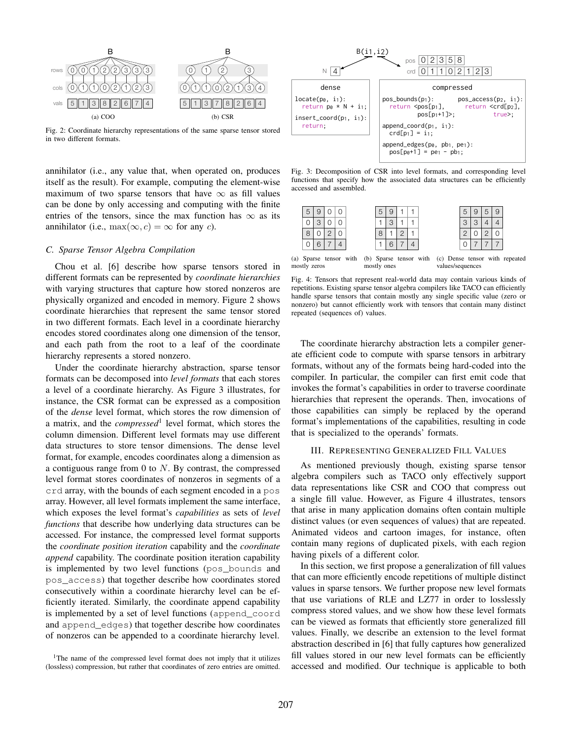Fig. 2: Coordinate hierarchy representations of the same sparse tensor stored in two different formats.

(a) COO

(b) CSR

annihilator (i.e., any value that, when operated on, produces itself as the result). For example, computing the element-wise maximum of two sparse tensors that have $\infty$ as fill values can be done by only accessing and computing with the finite entries of the tensors, since the max function has $\infty$ as its annihilator (i.e., $\max(\infty, c) = \infty$ for any $c$).

### C. Sparse Tensor Algebra Compilation

Chou et al. [6] describe how sparse tensors stored in different formats can be represented by *coordinate hierarchies* with varying structures that capture how stored nonzeros are physically organized and encoded in memory. Figure 2 shows coordinate hierarchies that represent the same tensor stored in two different formats. Each level in a coordinate hierarchy encodes stored coordinates along one dimension of the tensor, and each path from the root to a leaf of the coordinate hierarchy represents a stored nonzero.

Under the coordinate hierarchy abstraction, sparse tensor formats can be decomposed into *level formats* that each stores a level of a coordinate hierarchy. As Figure 3 illustrates, for instance, the CSR format can be expressed as a composition of the *dense* level format, which stores the row dimension of a matrix, and the *compressed*[1] level format, which stores the column dimension. Different level formats may use different data structures to store tensor dimensions. The dense level format, for example, encodes coordinates along a dimension as a contiguous range from 0 to $N$. By contrast, the compressed level format stores coordinates of nonzeros in segments of a `crd` array, with the bounds of each segment encoded in a `pos` array. However, all level formats implement the same interface, which exposes the level format's *capabilities* as sets of *level functions* that describe how underlying data structures can be accessed. For instance, the compressed level format supports the *coordinate position iteration* capability and the *coordinate append* capability. The coordinate position iteration capability is implemented by two level functions (`pos_bounds` and `pos_access`) that together describe how coordinates stored consecutively within a coordinate hierarchy level can be efficiently iterated. Similarly, the coordinate append capability is implemented by a set of level functions (`append_coord` and `append_edges`) that together describe how coordinates of nonzeros can be appended to a coordinate hierarchy level.

[1]The name of the compressed level format does not imply that it utilizes (lossless) compression, but rather that coordinates of zero entries are omitted.

```
dense
locate(p0, i1):
  return p0 * N + i1;
insert_coord(p1, i1):
  return;
```

```
compressed
pos_bounds(p1):
  return <pos[p1], pos[p1+1]>;
pos_access(p2, i1):
  return <crd[p2], true>;
append_coord(p1, i1):
  crd[p1] = i1;
append_edges(p0, pb1, pe1):
  pos[p0+1] = pe1 - pb1;
```

Fig. 3: Decomposition of CSR into level formats, and corresponding level functions that specify how the associated data structures can be efficiently accessed and assembled.

(a) Sparse tensor with mostly zeros

| | | | |
|---|---|---|---|
| 5 | 9 | 0 | 0 |
| 0 | 3 | 0 | 0 |
| 8 | 0 | 2 | 0 |
| 0 | 6 | 7 | 4 |

(b) Sparse tensor with mostly ones

| | | | |
|---|---|---|---|
| 5 | 9 | 1 | 1 |
| 1 | 3 | 1 | 1 |
| 8 | 1 | 2 | 1 |
| 1 | 6 | 7 | 4 |

(c) Dense tensor with repeated values/sequences

| | | | |
|---|---|---|---|
| 5 | 9 | 5 | 9 |
| 3 | 3 | 4 | 4 |
| 2 | 0 | 2 | 0 |
| 0 | 7 | 7 | 7 |

Fig. 4: Tensors that represent real-world data may contain various kinds of repetitions. Existing sparse tensor algebra compilers like TACO can efficiently handle sparse tensors that contain mostly any single specific value (zero or nonzero) but cannot efficiently work with tensors that contain many distinct repeated (sequences of) values.

The coordinate hierarchy abstraction lets a compiler generate efficient code to compute with sparse tensors in arbitrary formats, without any of the formats being hard-coded into the compiler. In particular, the compiler can first emit code that invokes the format's capabilities in order to traverse coordinate hierarchies that represent the operands. Then, invocations of those capabilities can simply be replaced by the operand format's implementations of the capabilities, resulting in code that is specialized to the operands' formats.

## III. Representing Generalized Fill Values

As mentioned previously though, existing sparse tensor algebra compilers such as TACO only effectively support data representations like CSR and COO that compress out a single fill value. However, as Figure 4 illustrates, tensors that arise in many application domains often contain multiple distinct values (or even sequences of values) that are repeated. Animated videos and cartoon images, for instance, often contain many regions of duplicated pixels, with each region having pixels of a different color.

In this section, we first propose a generalization of fill values that can more efficiently encode repetitions of multiple distinct values in sparse tensors. We further propose new level formats that use variations of RLE and LZ77 in order to losslessly compress stored values, and we show how these level formats can be viewed as formats that efficiently store generalized fill values. Finally, we describe an extension to the level format abstraction described in [6] that fully captures how generalized fill values stored in our new level formats can be efficiently accessed and modified. Our technique is applicable to both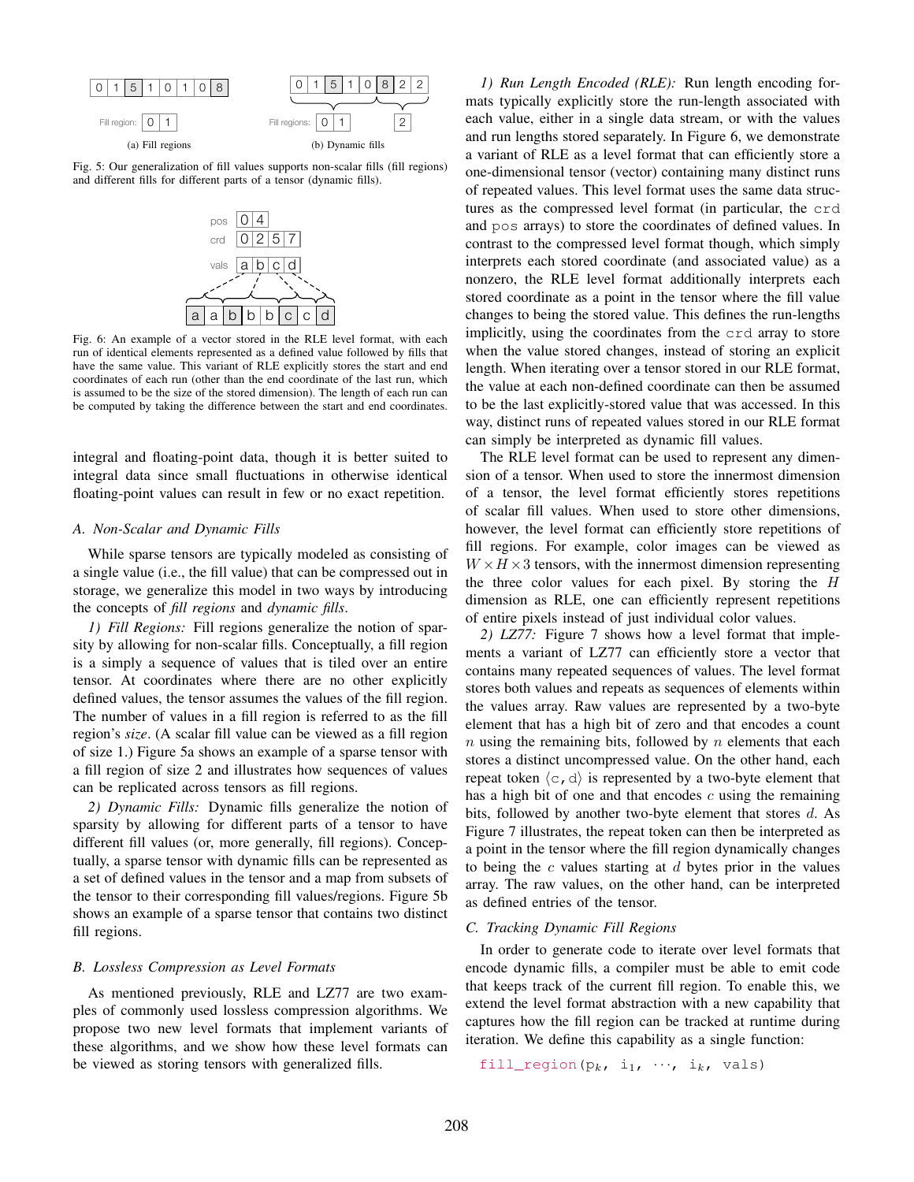Fig. 5: Our generalization of fill values supports non-scalar fills (fill regions) and different fills for different parts of a tensor (dynamic fills).

Fig. 6: An example of a vector stored in the RLE level format, with each run of identical elements represented as a defined value followed by fills that have the same value. This variant of RLE explicitly stores the start and end coordinates of each run (other than the end coordinate of the last run, which is assumed to be the size of the stored dimension). The length of each run can be computed by taking the difference between the start and end coordinates.

integral and floating-point data, though it is better suited to integral data since small fluctuations in otherwise identical floating-point values can result in few or no exact repetition.

### A. Non-Scalar and Dynamic Fills

While sparse tensors are typically modeled as consisting of a single value (i.e., the fill value) that can be compressed out in storage, we generalize this model in two ways by introducing the concepts of *fill regions* and *dynamic fills*.

*1) Fill Regions:* Fill regions generalize the notion of sparsity by allowing for non-scalar fills. Conceptually, a fill region is a simply a sequence of values that is tiled over an entire tensor. At coordinates where there are no other explicitly defined values, the tensor assumes the values of the fill region. The number of values in a fill region is referred to as the fill region's *size*. (A scalar fill value can be viewed as a fill region of size 1.) Figure 5a shows an example of a sparse tensor with a fill region of size 2 and illustrates how sequences of values can be replicated across tensors as fill regions.

*2) Dynamic Fills:* Dynamic fills generalize the notion of sparsity by allowing for different parts of a tensor to have different fill values (or, more generally, fill regions). Conceptually, a sparse tensor with dynamic fills can be represented as a set of defined values in the tensor and a map from subsets of the tensor to their corresponding fill values/regions. Figure 5b shows an example of a sparse tensor that contains two distinct fill regions.

### B. Lossless Compression as Level Formats

As mentioned previously, RLE and LZ77 are two examples of commonly used lossless compression algorithms. We propose two new level formats that implement variants of these algorithms, and we show how these level formats can be viewed as storing tensors with generalized fills.

*1) Run Length Encoded (RLE):* Run length encoding formats typically explicitly store the run-length associated with each value, either in a single data stream, or with the values and run lengths stored separately. In Figure 6, we demonstrate a variant of RLE as a level format that can efficiently store a one-dimensional tensor (vector) containing many distinct runs of repeated values. This level format uses the same data structures as the compressed level format (in particular, the `crd` and `pos` arrays) to store the coordinates of defined values. In contrast to the compressed level format though, which simply interprets each stored coordinate (and associated value) as a nonzero, the RLE level format additionally interprets each stored coordinate as a point in the tensor where the fill value changes to being the stored value. This defines the run-lengths implicitly, using the coordinates from the `crd` array to store when the value stored changes, instead of storing an explicit length. When iterating over a tensor stored in our RLE format, the value at each non-defined coordinate can then be assumed to be the last explicitly-stored value that was accessed. In this way, distinct runs of repeated values stored in our RLE format can simply be interpreted as dynamic fill values.

The RLE level format can be used to represent any dimension of a tensor. When used to store the innermost dimension of a tensor, the level format efficiently stores repetitions of scalar fill values. When used to store other dimensions, however, the level format can efficiently store repetitions of fill regions. For example, color images can be viewed as $W \times H \times 3$ tensors, with the innermost dimension representing the three color values for each pixel. By storing the $H$ dimension as RLE, one can efficiently represent repetitions of entire pixels instead of just individual color values.

*2) LZ77:* Figure 7 shows how a level format that implements a variant of LZ77 can efficiently store a vector that contains many repeated sequences of values. The level format stores both values and repeats as sequences of elements within the values array. Raw values are represented by a two-byte element that has a high bit of zero and that encodes a count $n$ using the remaining bits, followed by $n$ elements that each stores a distinct uncompressed value. On the other hand, each repeat token $\langle \mathtt{c}, \mathtt{d} \rangle$ is represented by a two-byte element that has a high bit of one and that encodes $c$ using the remaining bits, followed by another two-byte element that stores $d$. As Figure 7 illustrates, the repeat token can then be interpreted as a point in the tensor where the fill region dynamically changes to being the $c$ values starting at $d$ bytes prior in the values array. The raw values, on the other hand, can be interpreted as defined entries of the tensor.

### C. Tracking Dynamic Fill Regions

In order to generate code to iterate over level formats that encode dynamic fills, a compiler must be able to emit code that keeps track of the current fill region. To enable this, we extend the level format abstraction with a new capability that captures how the fill region can be tracked at runtime during iteration. We define this capability as a single function:

```
fill_region(p_k, i_1, ..., i_k, vals)
```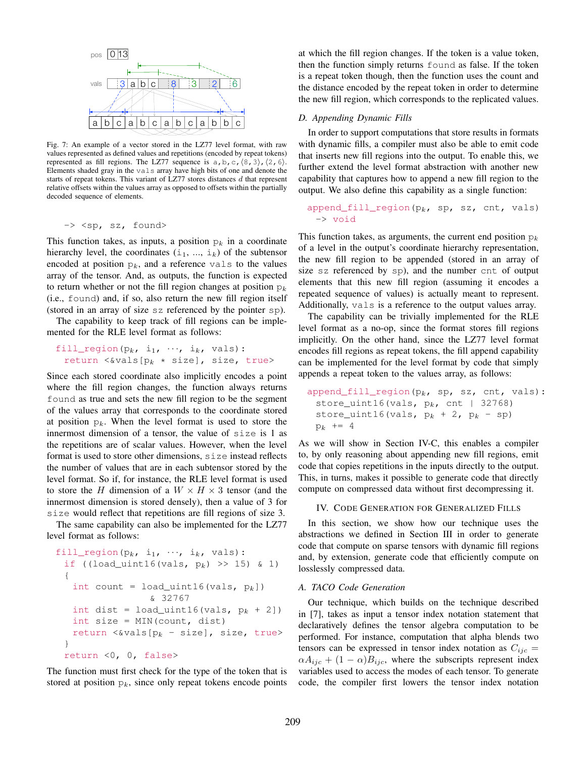pos | 0 | 13 |

vals | 3 | a | b | c | 8 | 3 | 2 | 6 |

a | b | c | a | b | c | a | b | c | a | b | b | c

Fig. 7: An example of a vector stored in the LZ77 level format, with raw values represented as defined values and repetitions (encoded by repeat tokens) represented as fill regions. The LZ77 sequence is a, b, c, ⟨8, 3⟩, ⟨2, 6⟩. Elements shaded gray in the vals array have high bits of one and denote the starts of repeat tokens. This variant of LZ77 stores distances $d$ that represent relative offsets within the values array as opposed to offsets within the partially decoded sequence of elements.

```
-> <sp, sz, found>
```

This function takes, as inputs, a position $p_k$ in a coordinate hierarchy level, the coordinates ($i_1$, ..., $i_k$) of the subtensor encoded at position $p_k$, and a reference vals to the values array of the tensor. And, as outputs, the function is expected to return whether or not the fill region changes at position $p_k$ (i.e., found) and, if so, also return the new fill region itself (stored in an array of size sz referenced by the pointer sp).

The capability to keep track of fill regions can be implemented for the RLE level format as follows:

```
fill_region(p_k, i_1, ···, i_k, vals):
  return <&vals[p_k * size], size, true>
```

Since each stored coordinate also implicitly encodes a point where the fill region changes, the function always returns found as true and sets the new fill region to be the segment of the values array that corresponds to the coordinate stored at position $p_k$. When the level format is used to store the innermost dimension of a tensor, the value of size is 1 as the repetitions are of scalar values. However, when the level format is used to store other dimensions, size instead reflects the number of values that are in each subtensor stored by the level format. So if, for instance, the RLE level format is used to store the $H$ dimension of a $W \times H \times 3$ tensor (and the innermost dimension is stored densely), then a value of 3 for size would reflect that repetitions are fill regions of size 3.

The same capability can also be implemented for the LZ77 level format as follows:

```
fill_region(p_k, i_1, ···, i_k, vals):
  if ((load_uint16(vals, p_k) >> 15) & 1)
  {
    int count = load_uint16(vals, p_k])
                & 32767
    int dist = load_uint16(vals, p_k + 2])
    int size = MIN(count, dist)
    return <&vals[p_k - size], size, true>
  }
  return <0, 0, false>
```

The function must first check for the type of the token that is stored at position $p_k$, since only repeat tokens encode points at which the fill region changes. If the token is a value token, then the function simply returns found as false. If the token is a repeat token though, then the function uses the count and the distance encoded by the repeat token in order to determine the new fill region, which corresponds to the replicated values.

### D. Appending Dynamic Fills

In order to support computations that store results in formats with dynamic fills, a compiler must also be able to emit code that inserts new fill regions into the output. To enable this, we further extend the level format abstraction with another new capability that captures how to append a new fill region to the output. We also define this capability as a single function:

```
append_fill_region(p_k, sp, sz, cnt, vals)
  -> void
```

This function takes, as arguments, the current end position $p_k$ of a level in the output's coordinate hierarchy representation, the new fill region to be appended (stored in an array of size sz referenced by sp), and the number cnt of output elements that this new fill region (assuming it encodes a repeated sequence of values) is actually meant to represent. Additionally, vals is a reference to the output values array.

The capability can be trivially implemented for the RLE level format as a no-op, since the format stores fill regions implicitly. On the other hand, since the LZ77 level format encodes fill regions as repeat tokens, the fill append capability can be implemented for the level format by code that simply appends a repeat token to the values array, as follows:

```
append_fill_region(p_k, sp, sz, cnt, vals):
  store_uint16(vals, p_k, cnt | 32768)
  store_uint16(vals, p_k + 2, p_k - sp)
  p_k += 4
```

As we will show in Section IV-C, this enables a compiler to, by only reasoning about appending new fill regions, emit code that copies repetitions in the inputs directly to the output. This, in turns, makes it possible to generate code that directly compute on compressed data without first decompressing it.

## IV. Code Generation for Generalized Fills

In this section, we show how our technique uses the abstractions we defined in Section III in order to generate code that compute on sparse tensors with dynamic fill regions and, by extension, generate code that efficiently compute on losslessly compressed data.

### A. TACO Code Generation

Our technique, which builds on the technique described in [7], takes as input a tensor index notation statement that declaratively defines the tensor algebra computation to be performed. For instance, computation that alpha blends two tensors can be expressed in tensor index notation as $C_{ijc} = \alpha A_{ijc} + (1 - \alpha) B_{ijc}$, where the subscripts represent index variables used to access the modes of each tensor. To generate code, the compiler first lowers the tensor index notation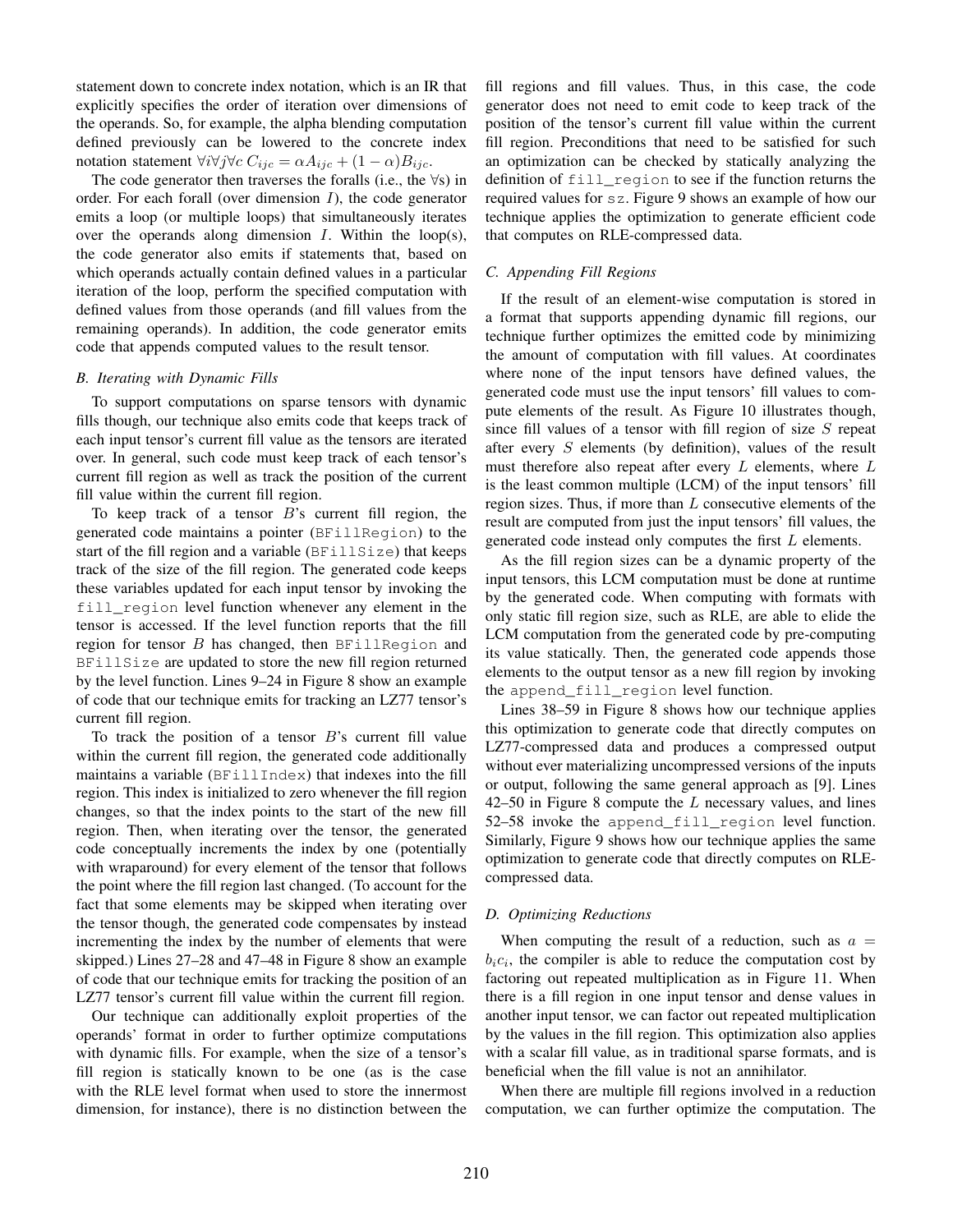statement down to concrete index notation, which is an IR that explicitly specifies the order of iteration over dimensions of the operands. So, for example, the alpha blending computation defined previously can be lowered to the concrete index notation statement $\forall i \forall j \forall c \; C_{ijc} = \alpha A_{ijc} + (1 - \alpha) B_{ijc}$.

The code generator then traverses the foralls (i.e., the $\forall$s) in order. For each forall (over dimension $I$), the code generator emits a loop (or multiple loops) that simultaneously iterates over the operands along dimension $I$. Within the loop(s), the code generator also emits if statements that, based on which operands actually contain defined values in a particular iteration of the loop, perform the specified computation with defined values from those operands (and fill values from the remaining operands). In addition, the code generator emits code that appends computed values to the result tensor.

### B. Iterating with Dynamic Fills

To support computations on sparse tensors with dynamic fills though, our technique also emits code that keeps track of each input tensor's current fill value as the tensors are iterated over. In general, such code must keep track of each tensor's current fill region as well as track the position of the current fill value within the current fill region.

To keep track of a tensor $B$'s current fill region, the generated code maintains a pointer (`BFillRegion`) to the start of the fill region and a variable (`BFillSize`) that keeps track of the size of the fill region. The generated code keeps these variables updated for each input tensor by invoking the `fill_region` level function whenever any element in the tensor is accessed. If the level function reports that the fill region for tensor $B$ has changed, then `BFillRegion` and `BFillSize` are updated to store the new fill region returned by the level function. Lines 9–24 in Figure 8 show an example of code that our technique emits for tracking an LZ77 tensor's current fill region.

To track the position of a tensor $B$'s current fill value within the current fill region, the generated code additionally maintains a variable (`BFillIndex`) that indexes into the fill region. This index is initialized to zero whenever the fill region changes, so that the index points to the start of the new fill region. Then, when iterating over the tensor, the generated code conceptually increments the index by one (potentially with wraparound) for every element of the tensor that follows the point where the fill region last changed. (To account for the fact that some elements may be skipped when iterating over the tensor though, the generated code compensates by instead incrementing the index by the number of elements that were skipped.) Lines 27–28 and 47–48 in Figure 8 show an example of code that our technique emits for tracking the position of an LZ77 tensor's current fill value within the current fill region.

Our technique can additionally exploit properties of the operands' format in order to further optimize computations with dynamic fills. For example, when the size of a tensor's fill region is statically known to be one (as is the case with the RLE level format when used to store the innermost dimension, for instance), there is no distinction between the fill regions and fill values. Thus, in this case, the code generator does not need to emit code to keep track of the position of the tensor's current fill value within the current fill region. Preconditions that need to be satisfied for such an optimization can be checked by statically analyzing the definition of `fill_region` to see if the function returns the required values for `sz`. Figure 9 shows an example of how our technique applies the optimization to generate efficient code that computes on RLE-compressed data.

### C. Appending Fill Regions

If the result of an element-wise computation is stored in a format that supports appending dynamic fill regions, our technique further optimizes the emitted code by minimizing the amount of computation with fill values. At coordinates where none of the input tensors have defined values, the generated code must use the input tensors' fill values to compute elements of the result. As Figure 10 illustrates though, since fill values of a tensor with fill region of size $S$ repeat after every $S$ elements (by definition), values of the result must therefore also repeat after every $L$ elements, where $L$ is the least common multiple (LCM) of the input tensors' fill region sizes. Thus, if more than $L$ consecutive elements of the result are computed from just the input tensors' fill values, the generated code instead only computes the first $L$ elements.

As the fill region sizes can be a dynamic property of the input tensors, this LCM computation must be done at runtime by the generated code. When computing with formats with only static fill region size, such as RLE, are able to elide the LCM computation from the generated code by pre-computing its value statically. Then, the generated code appends those elements to the output tensor as a new fill region by invoking the `append_fill_region` level function.

Lines 38–59 in Figure 8 shows how our technique applies this optimization to generate code that directly computes on LZ77-compressed data and produces a compressed output without ever materializing uncompressed versions of the inputs or output, following the same general approach as [9]. Lines 42–50 in Figure 8 compute the $L$ necessary values, and lines 52–58 invoke the `append_fill_region` level function. Similarly, Figure 9 shows how our technique applies the same optimization to generate code that directly computes on RLE-compressed data.

### D. Optimizing Reductions

When computing the result of a reduction, such as $a = b_i c_i$, the compiler is able to reduce the computation cost by factoring out repeated multiplication as in Figure 11. When there is a fill region in one input tensor and dense values in another input tensor, we can factor out repeated multiplication by the values in the fill region. This optimization also applies with a scalar fill value, as in traditional sparse formats, and is beneficial when the fill value is not an annihilator.

When there are multiple fill regions involved in a reduction computation, we can further optimize the computation. The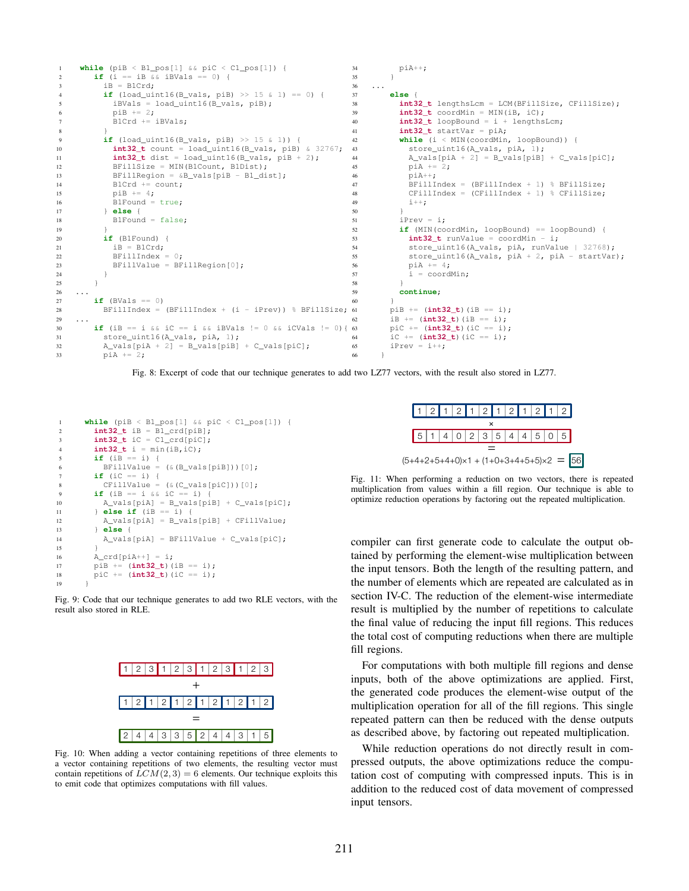```
while (piB < B1_pos[1] && piC < C1_pos[1]) {
  if (i == iB && iBVals == 0) {
    iB = B1Crd;
    if (load_uint16(B_vals, piB) >> 15 & 1) == 0) {
      iBVals = load_uint16(B_vals, piB);
      piB += 2;
      B1Crd += iBVals;
    }
    if (load_uint16(B_vals, piB) >> 15 & 1)) {
      int32_t count = load_uint16(B_vals, piB) & 32767;
      int32_t dist = load_uint16(B_vals, piB + 2);
      BFillSize = MIN(B1Count, B1Dist);
      BFillRegion = &B_vals[piB - B1_dist];
      B1Crd += count;
      piB += 4;
      B1Found = true;
    } else {
      B1Found = false;
    }
    if (B1Found) {
      iB = B1Crd;
      BFillIndex = 0;
      BFillValue = BFillRegion[0];
    }
  }
...
  if (BVals == 0)
    BFillIndex = (BFillIndex + (i - iPrev)) % BFillSize;
...
  if (iB == i && iC == i && iBVals != 0 && iCVals != 0){
    store_uint16(A_vals, piA, 1);
    A_vals[piA + 2] = B_vals[piB] + C_vals[piC];
    piA += 2;
    piA++;
  }
...
  else {
    int32_t lengthsLcm = LCM(BFillSize, CFillSize);
    int32_t coordMin = MIN(iB, iC);
    int32_t loopBound = i + lengthsLcm;
    int32_t startVar = piA;
    while (i < MIN(coordMin, loopBound)) {
      store_uint16(A_vals, piA, 1);
      A_vals[piA + 2] = B_vals[piB] + C_vals[piC];
      piA += 2;
      piA++;
      BFillIndex = (BFillIndex + 1) % BFillSize;
      CFillIndex = (CFillIndex + 1) % CFillSize;
      i++;
    }
    iPrev = i;
    if (MIN(coordMin, loopBound) == loopBound) {
      int32_t runValue = coordMin - i;
      store_uint16(A_vals, piA, runValue | 32768);
      store_uint16(A_vals, piA + 2, piA - startVar);
      piA += 4;
      i = coordMin;
    }
    continue;
  }
  piB += (int32_t)(iB == i);
  iB += (int32_t)(iB == i);
  piC += (int32_t)(iC == i);
  iC += (int32_t)(iC == i);
  iPrev = i++;
}
```

Fig. 8: Excerpt of code that our technique generates to add two LZ77 vectors, with the result also stored in LZ77.

```
while (piB < B1_pos[1] && piC < C1_pos[1]) {
  int32_t iB = B1_crd[piB];
  int32_t iC = C1_crd[piC];
  int32_t i = min(iB,iC);
  if (iB == i) {
    BFillValue = (&(B_vals[piB]))[0];
  if (iC == i) {
    CFillValue = (&(C_vals[piC]))[0];
  if (iB == i && iC == i) {
    A_vals[piA] = B_vals[piB] + C_vals[piC];
  } else if (iB == i) {
    A_vals[piA] = B_vals[piB] + CFillValue;
  } else {
    A_vals[piA] = BFillValue + C_vals[piC];
  }
  A_crd[piA++] = i;
  piB += (int32_t)(iB == i);
  piC += (int32_t)(iC == i);
}
```

Fig. 9: Code that our technique generates to add two RLE vectors, with the result also stored in RLE.

| 1 | 2 | 3 | 1 | 2 | 3 | 1 | 2 | 3 | 1 | 2 | 3 |
|---|---|---|---|---|---|---|---|---|---|---|---|

+

| 1 | 2 | 1 | 2 | 1 | 2 | 1 | 2 | 1 | 2 | 1 | 2 |
|---|---|---|---|---|---|---|---|---|---|---|---|

=

| 2 | 4 | 4 | 3 | 3 | 5 | 2 | 4 | 4 | 3 | 1 | 5 |
|---|---|---|---|---|---|---|---|---|---|---|---|

Fig. 10: When adding a vector containing repetitions of three elements to a vector containing repetitions of two elements, the resulting vector must contain repetitions of $LCM(2,3) = 6$ elements. Our technique exploits this to emit code that optimizes computations with fill values.

| 1 | 2 | 1 | 2 | 1 | 2 | 1 | 2 | 1 | 2 | 1 | 2 |
|---|---|---|---|---|---|---|---|---|---|---|---|

×

| 5 | 1 | 4 | 0 | 2 | 3 | 5 | 4 | 4 | 5 | 0 | 5 |
|---|---|---|---|---|---|---|---|---|---|---|---|

=

(5+4+2+5+4+0)×1 + (1+0+3+4+5+5)×2 = 56

Fig. 11: When performing a reduction on two vectors, there is repeated multiplication from values within a fill region. Our technique is able to optimize reduction operations by factoring out the repeated multiplication.

compiler can first generate code to calculate the output obtained by performing the element-wise multiplication between the input tensors. Both the length of the resulting pattern, and the number of elements which are repeated are calculated as in section IV-C. The reduction of the element-wise intermediate result is multiplied by the number of repetitions to calculate the final value of reducing the input fill regions. This reduces the total cost of computing reductions when there are multiple fill regions.

For computations with both multiple fill regions and dense inputs, both of the above optimizations are applied. First, the generated code produces the element-wise output of the multiplication operation for all of the fill regions. This single repeated pattern can then be reduced with the dense outputs as described above, by factoring out repeated multiplication.

While reduction operations do not directly result in compressed outputs, the above optimizations reduce the computation cost of computing with compressed inputs. This is in addition to the reduced cost of data movement of compressed input tensors.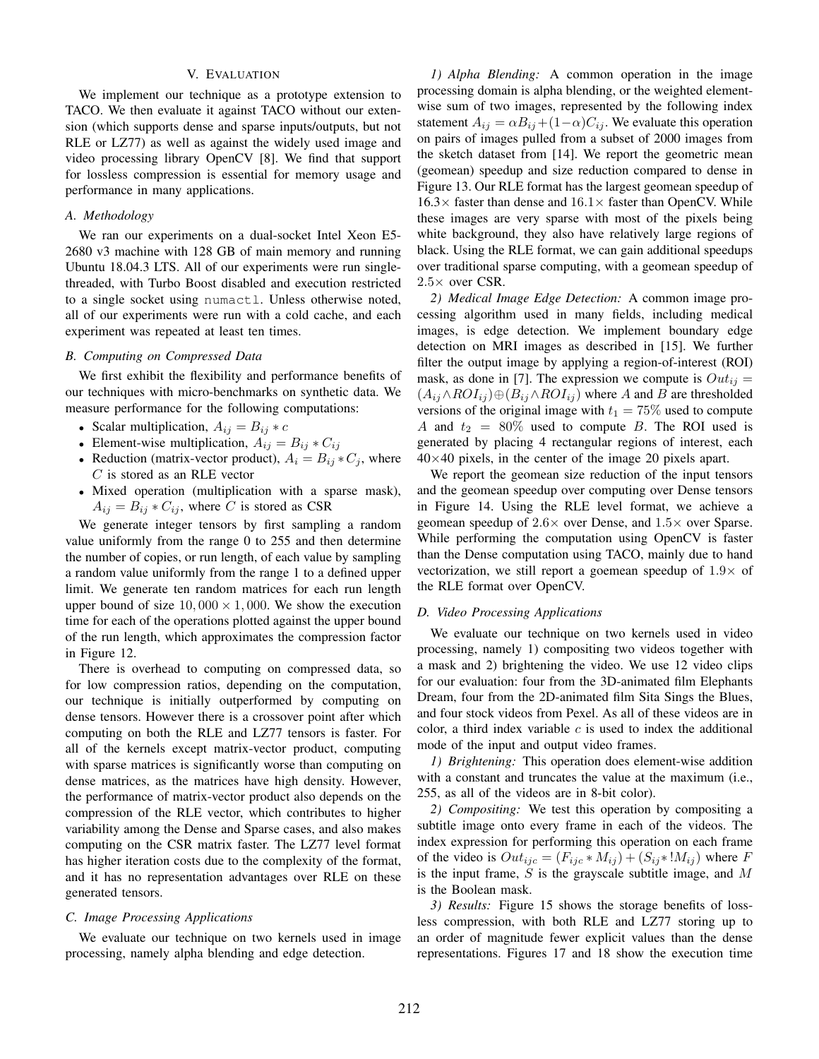## V. Evaluation

We implement our technique as a prototype extension to TACO. We then evaluate it against TACO without our extension (which supports dense and sparse inputs/outputs, but not RLE or LZ77) as well as against the widely used image and video processing library OpenCV [8]. We find that support for lossless compression is essential for memory usage and performance in many applications.

### A. Methodology

We ran our experiments on a dual-socket Intel Xeon E5-2680 v3 machine with 128 GB of main memory and running Ubuntu 18.04.3 LTS. All of our experiments were run single-threaded, with Turbo Boost disabled and execution restricted to a single socket using `numactl`. Unless otherwise noted, all of our experiments were run with a cold cache, and each experiment was repeated at least ten times.

### B. Computing on Compressed Data

We first exhibit the flexibility and performance benefits of our techniques with micro-benchmarks on synthetic data. We measure performance for the following computations:

- Scalar multiplication, $A_{ij} = B_{ij} * c$
- Element-wise multiplication, $A_{ij} = B_{ij} * C_{ij}$
- Reduction (matrix-vector product), $A_i = B_{ij} * C_j$, where $C$ is stored as an RLE vector
- Mixed operation (multiplication with a sparse mask), $A_{ij} = B_{ij} * C_{ij}$, where $C$ is stored as CSR

We generate integer tensors by first sampling a random value uniformly from the range 0 to 255 and then determine the number of copies, or run length, of each value by sampling a random value uniformly from the range 1 to a defined upper limit. We generate ten random matrices for each run length upper bound of size $10,000 \times 1,000$. We show the execution time for each of the operations plotted against the upper bound of the run length, which approximates the compression factor in Figure 12.

There is overhead to computing on compressed data, so for low compression ratios, depending on the computation, our technique is initially outperformed by computing on dense tensors. However there is a crossover point after which computing on both the RLE and LZ77 tensors is faster. For all of the kernels except matrix-vector product, computing with sparse matrices is significantly worse than computing on dense matrices, as the matrices have high density. However, the performance of matrix-vector product also depends on the compression of the RLE vector, which contributes to higher variability among the Dense and Sparse cases, and also makes computing on the CSR matrix faster. The LZ77 level format has higher iteration costs due to the complexity of the format, and it has no representation advantages over RLE on these generated tensors.

### C. Image Processing Applications

We evaluate our technique on two kernels used in image processing, namely alpha blending and edge detection.

*1) Alpha Blending:* A common operation in the image processing domain is alpha blending, or the weighted element-wise sum of two images, represented by the following index statement $A_{ij} = \alpha B_{ij} + (1-\alpha) C_{ij}$. We evaluate this operation on pairs of images pulled from a subset of 2000 images from the sketch dataset from [14]. We report the geometric mean (geomean) speedup and size reduction compared to dense in Figure 13. Our RLE format has the largest geomean speedup of $16.3\times$ faster than dense and $16.1\times$ faster than OpenCV. While these images are very sparse with most of the pixels being white background, they also have relatively large regions of black. Using the RLE format, we can gain additional speedups over traditional sparse computing, with a geomean speedup of $2.5\times$ over CSR.

*2) Medical Image Edge Detection:* A common image processing algorithm used in many fields, including medical images, is edge detection. We implement boundary edge detection on MRI images as described in [15]. We further filter the output image by applying a region-of-interest (ROI) mask, as done in [7]. The expression we compute is $Out_{ij} = (A_{ij} \wedge ROI_{ij}) \oplus (B_{ij} \wedge ROI_{ij})$ where $A$ and $B$ are thresholded versions of the original image with $t_1 = 75\%$ used to compute $A$ and $t_2 = 80\%$ used to compute $B$. The ROI used is generated by placing 4 rectangular regions of interest, each $40 \times 40$ pixels, in the center of the image 20 pixels apart.

We report the geomean size reduction of the input tensors and the geomean speedup over computing over Dense tensors in Figure 14. Using the RLE level format, we achieve a geomean speedup of $2.6\times$ over Dense, and $1.5\times$ over Sparse. While performing the computation using OpenCV is faster than the Dense computation using TACO, mainly due to hand vectorization, we still report a goemean speedup of $1.9\times$ of the RLE format over OpenCV.

### D. Video Processing Applications

We evaluate our technique on two kernels used in video processing, namely 1) compositing two videos together with a mask and 2) brightening the video. We use 12 video clips for our evaluation: four from the 3D-animated film Elephants Dream, four from the 2D-animated film Sita Sings the Blues, and four stock videos from Pexel. As all of these videos are in color, a third index variable $c$ is used to index the additional mode of the input and output video frames.

*1) Brightening:* This operation does element-wise addition with a constant and truncates the value at the maximum (i.e., 255, as all of the videos are in 8-bit color).

*2) Compositing:* We test this operation by compositing a subtitle image onto every frame in each of the videos. The index expression for performing this operation on each frame of the video is $Out_{ijc} = (F_{ijc} * M_{ij}) + (S_{ij} * !M_{ij})$ where $F$ is the input frame, $S$ is the grayscale subtitle image, and $M$ is the Boolean mask.

*3) Results:* Figure 15 shows the storage benefits of lossless compression, with both RLE and LZ77 storing up to an order of magnitude fewer explicit values than the dense representations. Figures 17 and 18 show the execution time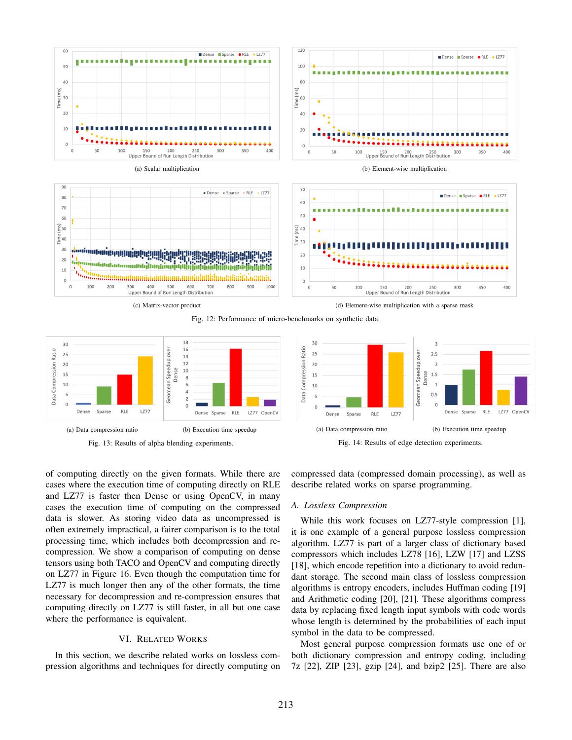(a) Scalar multiplication

(b) Element-wise multiplication

(c) Matrix-vector product

(d) Element-wise multiplication with a sparse mask

Fig. 12: Performance of micro-benchmarks on synthetic data.

(a) Data compression ratio

(b) Execution time speedup

Fig. 13: Results of alpha blending experiments.

(a) Data compression ratio

(b) Execution time speedup

Fig. 14: Results of edge detection experiments.

of computing directly on the given formats. While there are cases where the execution time of computing directly on RLE and LZ77 is faster then Dense or using OpenCV, in many cases the execution time of computing on the compressed data is slower. As storing video data as uncompressed is often extremely impractical, a fairer comparison is to the total processing time, which includes both decompression and re-compression. We show a comparison of computing on dense tensors using both TACO and OpenCV and computing directly on LZ77 in Figure 16. Even though the computation time for LZ77 is much longer then any of the other formats, the time necessary for decompression and re-compression ensures that computing directly on LZ77 is still faster, in all but one case where the performance is equivalent.

## VI. Related Works

In this section, we describe related works on lossless compression algorithms and techniques for directly computing on compressed data (compressed domain processing), as well as describe related works on sparse programming.

### *A. Lossless Compression*

While this work focuses on LZ77-style compression [1], it is one example of a general purpose lossless compression algorithm. LZ77 is part of a larger class of dictionary based compressors which includes LZ78 [16], LZW [17] and LZSS [18], which encode repetition into a dictionary to avoid redundant storage. The second main class of lossless compression algorithms is entropy encoders, includes Huffman coding [19] and Arithmetic coding [20], [21]. These algorithms compress data by replacing fixed length input symbols with code words whose length is determined by the probabilities of each input symbol in the data to be compressed.

Most general purpose compression formats use one of or both dictionary compression and entropy coding, including 7z [22], ZIP [23], gzip [24], and bzip2 [25]. There are also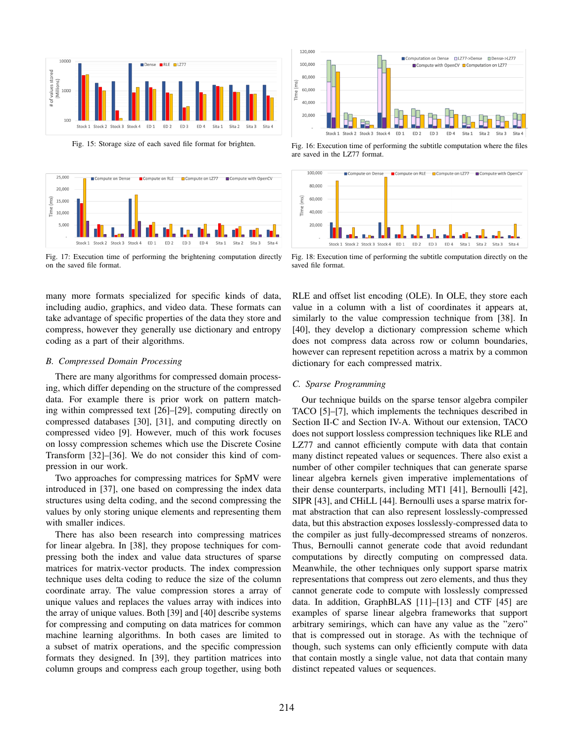Fig. 15: Storage size of each saved file format for brighten.

Fig. 16: Execution time of performing the subtitle computation where the files are saved in the LZ77 format.

Fig. 17: Execution time of performing the brightening computation directly on the saved file format.

Fig. 18: Execution time of performing the subtitle computation directly on the saved file format.

many more formats specialized for specific kinds of data, including audio, graphics, and video data. These formats can take advantage of specific properties of the data they store and compress, however they generally use dictionary and entropy coding as a part of their algorithms.

### B. Compressed Domain Processing

There are many algorithms for compressed domain processing, which differ depending on the structure of the compressed data. For example there is prior work on pattern matching within compressed text [26]–[29], computing directly on compressed databases [30], [31], and computing directly on compressed video [9]. However, much of this work focuses on lossy compression schemes which use the Discrete Cosine Transform [32]–[36]. We do not consider this kind of compression in our work.

Two approaches for compressing matrices for SpMV were introduced in [37], one based on compressing the index data structures using delta coding, and the second compressing the values by only storing unique elements and representing them with smaller indices.

There has also been research into compressing matrices for linear algebra. In [38], they propose techniques for compressing both the index and value data structures of sparse matrices for matrix-vector products. The index compression technique uses delta coding to reduce the size of the column coordinate array. The value compression stores a array of unique values and replaces the values array with indices into the array of unique values. Both [39] and [40] describe systems for compressing and computing on data matrices for common machine learning algorithms. In both cases are limited to a subset of matrix operations, and the specific compression formats they designed. In [39], they partition matrices into column groups and compress each group together, using both RLE and offset list encoding (OLE). In OLE, they store each value in a column with a list of coordinates it appears at, similarly to the value compression technique from [38]. In [40], they develop a dictionary compression scheme which does not compress data across row or column boundaries, however can represent repetition across a matrix by a common dictionary for each compressed matrix.

### C. Sparse Programming

Our technique builds on the sparse tensor algebra compiler TACO [5]–[7], which implements the techniques described in Section II-C and Section IV-A. Without our extension, TACO does not support lossless compression techniques like RLE and LZ77 and cannot efficiently compute with data that contain many distinct repeated values or sequences. There also exist a number of other compiler techniques that can generate sparse linear algebra kernels given imperative implementations of their dense counterparts, including MT1 [41], Bernoulli [42], SIPR [43], and CHiLL [44]. Bernoulli uses a sparse matrix format abstraction that can also represent losslessly-compressed data, but this abstraction exposes losslessly-compressed data to the compiler as just fully-decompressed streams of nonzeros. Thus, Bernoulli cannot generate code that avoid redundant computations by directly computing on compressed data. Meanwhile, the other techniques only support sparse matrix representations that compress out zero elements, and thus they cannot generate code to compute with losslessly compressed data. In addition, GraphBLAS [11]–[13] and CTF [45] are examples of sparse linear algebra frameworks that support arbitrary semirings, which can have any value as the "zero" that is compressed out in storage. As with the technique of though, such systems can only efficiently compute with data that contain mostly a single value, not data that contain many distinct repeated values or sequences.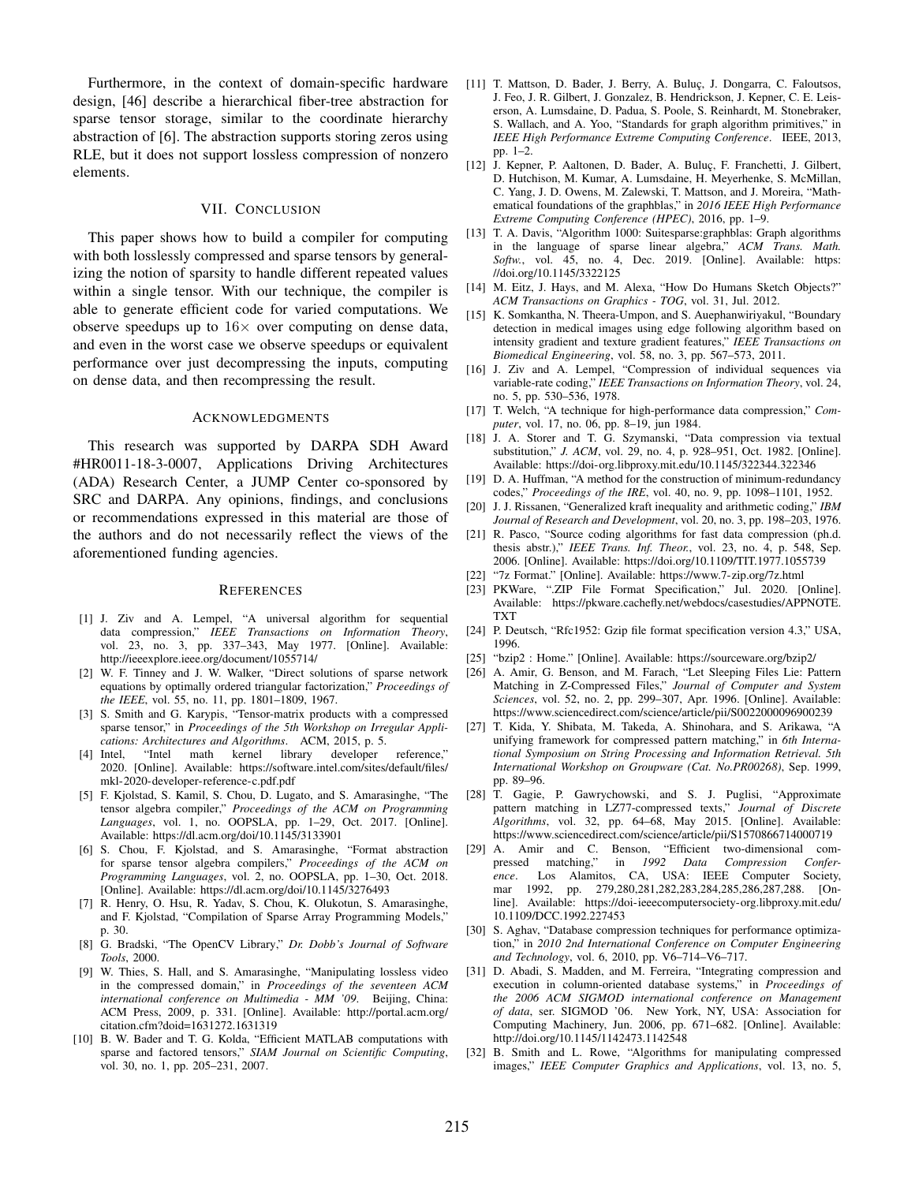Furthermore, in the context of domain-specific hardware design, [46] describe a hierarchical fiber-tree abstraction for sparse tensor storage, similar to the coordinate hierarchy abstraction of [6]. The abstraction supports storing zeros using RLE, but it does not support lossless compression of nonzero elements.

## VII. Conclusion

This paper shows how to build a compiler for computing with both losslessly compressed and sparse tensors by generalizing the notion of sparsity to handle different repeated values within a single tensor. With our technique, the compiler is able to generate efficient code for varied computations. We observe speedups up to $16\times$ over computing on dense data, and even in the worst case we observe speedups or equivalent performance over just decompressing the inputs, computing on dense data, and then recompressing the result.

## Acknowledgments

This research was supported by DARPA SDH Award #HR0011-18-3-0007, Applications Driving Architectures (ADA) Research Center, a JUMP Center co-sponsored by SRC and DARPA. Any opinions, findings, and conclusions or recommendations expressed in this material are those of the authors and do not necessarily reflect the views of the aforementioned funding agencies.

## References

[1] J. Ziv and A. Lempel, "A universal algorithm for sequential data compression," *IEEE Transactions on Information Theory*, vol. 23, no. 3, pp. 337–343, May 1977. [Online]. Available: http://ieeexplore.ieee.org/document/1055714/

[2] W. F. Tinney and J. W. Walker, "Direct solutions of sparse network equations by optimally ordered triangular factorization," *Proceedings of the IEEE*, vol. 55, no. 11, pp. 1801–1809, 1967.

[3] S. Smith and G. Karypis, "Tensor-matrix products with a compressed sparse tensor," in *Proceedings of the 5th Workshop on Irregular Applications: Architectures and Algorithms*. ACM, 2015, p. 5.

[4] Intel, "Intel math kernel library developer reference," 2020. [Online]. Available: https://software.intel.com/sites/default/files/mkl-2020-developer-reference-c.pdf.pdf

[5] F. Kjolstad, S. Kamil, S. Chou, D. Lugato, and S. Amarasinghe, "The tensor algebra compiler," *Proceedings of the ACM on Programming Languages*, vol. 1, no. OOPSLA, pp. 1–29, Oct. 2017. [Online]. Available: https://dl.acm.org/doi/10.1145/3133901

[6] S. Chou, F. Kjolstad, and S. Amarasinghe, "Format abstraction for sparse tensor algebra compilers," *Proceedings of the ACM on Programming Languages*, vol. 2, no. OOPSLA, pp. 1–30, Oct. 2018. [Online]. Available: https://dl.acm.org/doi/10.1145/3276493

[7] R. Henry, O. Hsu, R. Yadav, S. Chou, K. Olukotun, S. Amarasinghe, and F. Kjolstad, "Compilation of Sparse Array Programming Models," p. 30.

[8] G. Bradski, "The OpenCV Library," *Dr. Dobb's Journal of Software Tools*, 2000.

[9] W. Thies, S. Hall, and S. Amarasinghe, "Manipulating lossless video in the compressed domain," in *Proceedings of the seventeen ACM international conference on Multimedia - MM '09*. Beijing, China: ACM Press, 2009, p. 331. [Online]. Available: http://portal.acm.org/citation.cfm?doid=1631272.1631319

[10] B. W. Bader and T. G. Kolda, "Efficient MATLAB computations with sparse and factored tensors," *SIAM Journal on Scientific Computing*, vol. 30, no. 1, pp. 205–231, 2007.

[11] T. Mattson, D. Bader, J. Berry, A. Buluç, J. Dongarra, C. Faloutsos, J. Feo, J. R. Gilbert, J. Gonzalez, B. Hendrickson, J. Kepner, C. E. Leiserson, A. Lumsdaine, D. Padua, S. Poole, S. Reinhardt, M. Stonebraker, S. Wallach, and A. Yoo, "Standards for graph algorithm primitives," in *IEEE High Performance Extreme Computing Conference*. IEEE, 2013, pp. 1–2.

[12] J. Kepner, P. Aaltonen, D. Bader, A. Buluç, F. Franchetti, J. Gilbert, D. Hutchison, M. Kumar, A. Lumsdaine, H. Meyerhenke, S. McMillan, C. Yang, J. D. Owens, M. Zalewski, T. Mattson, and J. Moreira, "Mathematical foundations of the graphblas," in *2016 IEEE High Performance Extreme Computing Conference (HPEC)*, 2016, pp. 1–9.

[13] T. A. Davis, "Algorithm 1000: Suitesparse:graphblas: Graph algorithms in the language of sparse linear algebra," *ACM Trans. Math. Softw.*, vol. 45, no. 4, Dec. 2019. [Online]. Available: https://doi.org/10.1145/3322125

[14] M. Eitz, J. Hays, and M. Alexa, "How Do Humans Sketch Objects?" *ACM Transactions on Graphics - TOG*, vol. 31, Jul. 2012.

[15] K. Somkantha, N. Theera-Umpon, and S. Auephanwiriyakul, "Boundary detection in medical images using edge following algorithm based on intensity gradient and texture gradient features," *IEEE Transactions on Biomedical Engineering*, vol. 58, no. 3, pp. 567–573, 2011.

[16] J. Ziv and A. Lempel, "Compression of individual sequences via variable-rate coding," *IEEE Transactions on Information Theory*, vol. 24, no. 5, pp. 530–536, 1978.

[17] T. Welch, "A technique for high-performance data compression," *Computer*, vol. 17, no. 06, pp. 8–19, jun 1984.

[18] J. A. Storer and T. G. Szymanski, "Data compression via textual substitution," *J. ACM*, vol. 29, no. 4, p. 928–951, Oct. 1982. [Online]. Available: https://doi-org.libproxy.mit.edu/10.1145/322344.322346

[19] D. A. Huffman, "A method for the construction of minimum-redundancy codes," *Proceedings of the IRE*, vol. 40, no. 9, pp. 1098–1101, 1952.

[20] J. J. Rissanen, "Generalized kraft inequality and arithmetic coding," *IBM Journal of Research and Development*, vol. 20, no. 3, pp. 198–203, 1976.

[21] R. Pasco, "Source coding algorithms for fast data compression (ph.d. thesis abstr.)," *IEEE Trans. Inf. Theor.*, vol. 23, no. 4, p. 548, Sep. 2006. [Online]. Available: https://doi.org/10.1109/TIT.1977.1055739

[22] "7z Format." [Online]. Available: https://www.7-zip.org/7z.html

[23] PKWare, ".ZIP File Format Specification," Jul. 2020. [Online]. Available: https://pkware.cachefly.net/webdocs/casestudies/APPNOTE.TXT

[24] P. Deutsch, "Rfc1952: Gzip file format specification version 4.3," USA, 1996.

[25] "bzip2 : Home." [Online]. Available: https://sourceware.org/bzip2/

[26] A. Amir, G. Benson, and M. Farach, "Let Sleeping Files Lie: Pattern Matching in Z-Compressed Files," *Journal of Computer and System Sciences*, vol. 52, no. 2, pp. 299–307, Apr. 1996. [Online]. Available: https://www.sciencedirect.com/science/article/pii/S0022000096900239

[27] T. Kida, Y. Shibata, M. Takeda, A. Shinohara, and S. Arikawa, "A unifying framework for compressed pattern matching," in *6th International Symposium on String Processing and Information Retrieval. 5th International Workshop on Groupware (Cat. No.PR00268)*, Sep. 1999, pp. 89–96.

[28] T. Gagie, P. Gawrychowski, and S. J. Puglisi, "Approximate pattern matching in LZ77-compressed texts," *Journal of Discrete Algorithms*, vol. 32, pp. 64–68, May 2015. [Online]. Available: https://www.sciencedirect.com/science/article/pii/S1570866714000719

[29] A. Amir and C. Benson, "Efficient two-dimensional compressed matching," in *1992 Data Compression Conference*. Los Alamitos, CA, USA: IEEE Computer Society, mar 1992, pp. 279,280,281,282,283,284,285,286,287,288. [Online]. Available: https://doi-ieeecomputersociety-org.libproxy.mit.edu/10.1109/DCC.1992.227453

[30] S. Aghav, "Database compression techniques for performance optimization," in *2010 2nd International Conference on Computer Engineering and Technology*, vol. 6, 2010, pp. V6–714–V6–717.

[31] D. Abadi, S. Madden, and M. Ferreira, "Integrating compression and execution in column-oriented database systems," in *Proceedings of the 2006 ACM SIGMOD international conference on Management of data*, ser. SIGMOD '06. New York, NY, USA: Association for Computing Machinery, Jun. 2006, pp. 671–682. [Online]. Available: http://doi.org/10.1145/1142473.1142548

[32] B. Smith and L. Rowe, "Algorithms for manipulating compressed images," *IEEE Computer Graphics and Applications*, vol. 13, no. 5,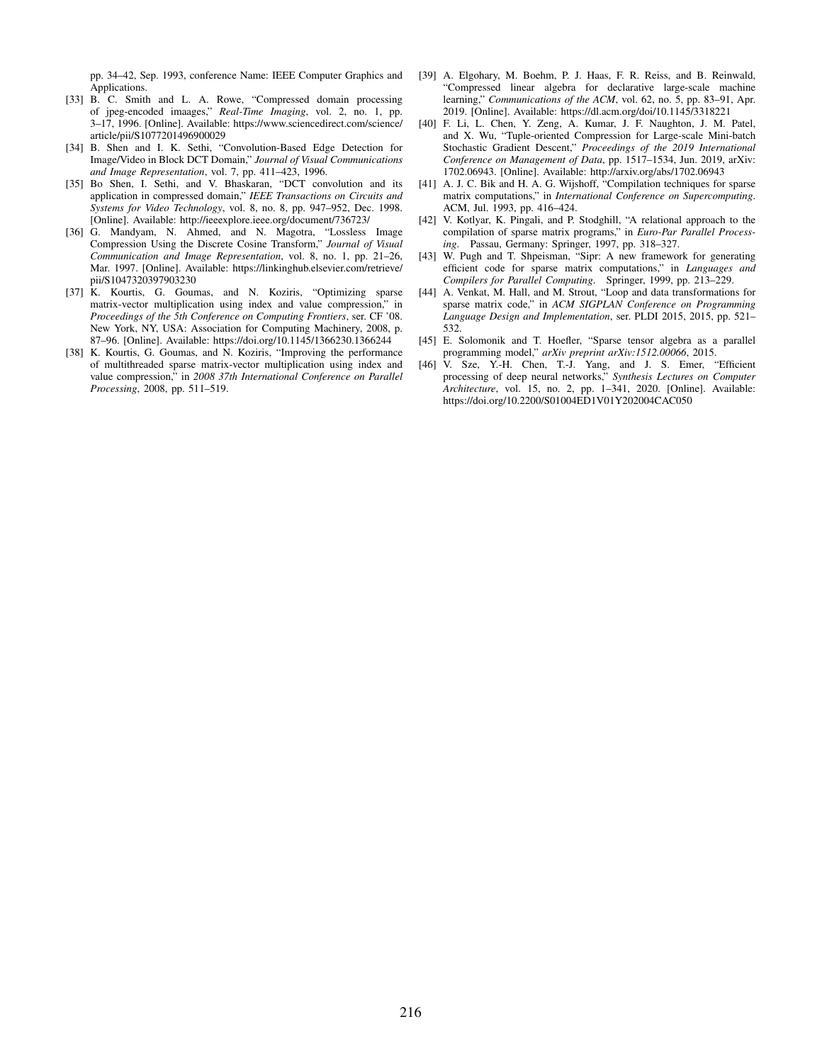pp. 34–42, Sep. 1993, conference Name: IEEE Computer Graphics and Applications.

[33] B. C. Smith and L. A. Rowe, "Compressed domain processing of jpeg-encoded imaages," *Real-Time Imaging*, vol. 2, no. 1, pp. 3–17, 1996. [Online]. Available: https://www.sciencedirect.com/science/article/pii/S1077201496900029

[34] B. Shen and I. K. Sethi, "Convolution-Based Edge Detection for Image/Video in Block DCT Domain," *Journal of Visual Communications and Image Representation*, vol. 7, pp. 411–423, 1996.

[35] Bo Shen, I. Sethi, and V. Bhaskaran, "DCT convolution and its application in compressed domain," *IEEE Transactions on Circuits and Systems for Video Technology*, vol. 8, no. 8, pp. 947–952, Dec. 1998. [Online]. Available: http://ieeexplore.ieee.org/document/736723/

[36] G. Mandyam, N. Ahmed, and N. Magotra, "Lossless Image Compression Using the Discrete Cosine Transform," *Journal of Visual Communication and Image Representation*, vol. 8, no. 1, pp. 21–26, Mar. 1997. [Online]. Available: https://linkinghub.elsevier.com/retrieve/pii/S1047320397903230

[37] K. Kourtis, G. Goumas, and N. Koziris, "Optimizing sparse matrix-vector multiplication using index and value compression," in *Proceedings of the 5th Conference on Computing Frontiers*, ser. CF '08. New York, NY, USA: Association for Computing Machinery, 2008, p. 87–96. [Online]. Available: https://doi.org/10.1145/1366230.1366244

[38] K. Kourtis, G. Goumas, and N. Koziris, "Improving the performance of multithreaded sparse matrix-vector multiplication using index and value compression," in *2008 37th International Conference on Parallel Processing*, 2008, pp. 511–519.

[39] A. Elgohary, M. Boehm, P. J. Haas, F. R. Reiss, and B. Reinwald, "Compressed linear algebra for declarative large-scale machine learning," *Communications of the ACM*, vol. 62, no. 5, pp. 83–91, Apr. 2019. [Online]. Available: https://dl.acm.org/doi/10.1145/3318221

[40] F. Li, L. Chen, Y. Zeng, A. Kumar, J. F. Naughton, J. M. Patel, and X. Wu, "Tuple-oriented Compression for Large-scale Mini-batch Stochastic Gradient Descent," *Proceedings of the 2019 International Conference on Management of Data*, pp. 1517–1534, Jun. 2019, arXiv: 1702.06943. [Online]. Available: http://arxiv.org/abs/1702.06943

[41] A. J. C. Bik and H. A. G. Wijshoff, "Compilation techniques for sparse matrix computations," in *International Conference on Supercomputing*. ACM, Jul. 1993, pp. 416–424.

[42] V. Kotlyar, K. Pingali, and P. Stodghill, "A relational approach to the compilation of sparse matrix programs," in *Euro-Par Parallel Processing*. Passau, Germany: Springer, 1997, pp. 318–327.

[43] W. Pugh and T. Shpeisman, "Sipr: A new framework for generating efficient code for sparse matrix computations," in *Languages and Compilers for Parallel Computing*. Springer, 1999, pp. 213–229.

[44] A. Venkat, M. Hall, and M. Strout, "Loop and data transformations for sparse matrix code," in *ACM SIGPLAN Conference on Programming Language Design and Implementation*, ser. PLDI 2015, 2015, pp. 521–532.

[45] E. Solomonik and T. Hoefler, "Sparse tensor algebra as a parallel programming model," *arXiv preprint arXiv:1512.00066*, 2015.

[46] V. Sze, Y.-H. Chen, T.-J. Yang, and J. S. Emer, "Efficient processing of deep neural networks," *Synthesis Lectures on Computer Architecture*, vol. 15, no. 2, pp. 1–341, 2020. [Online]. Available: https://doi.org/10.2200/S01004ED1V01Y202004CAC050